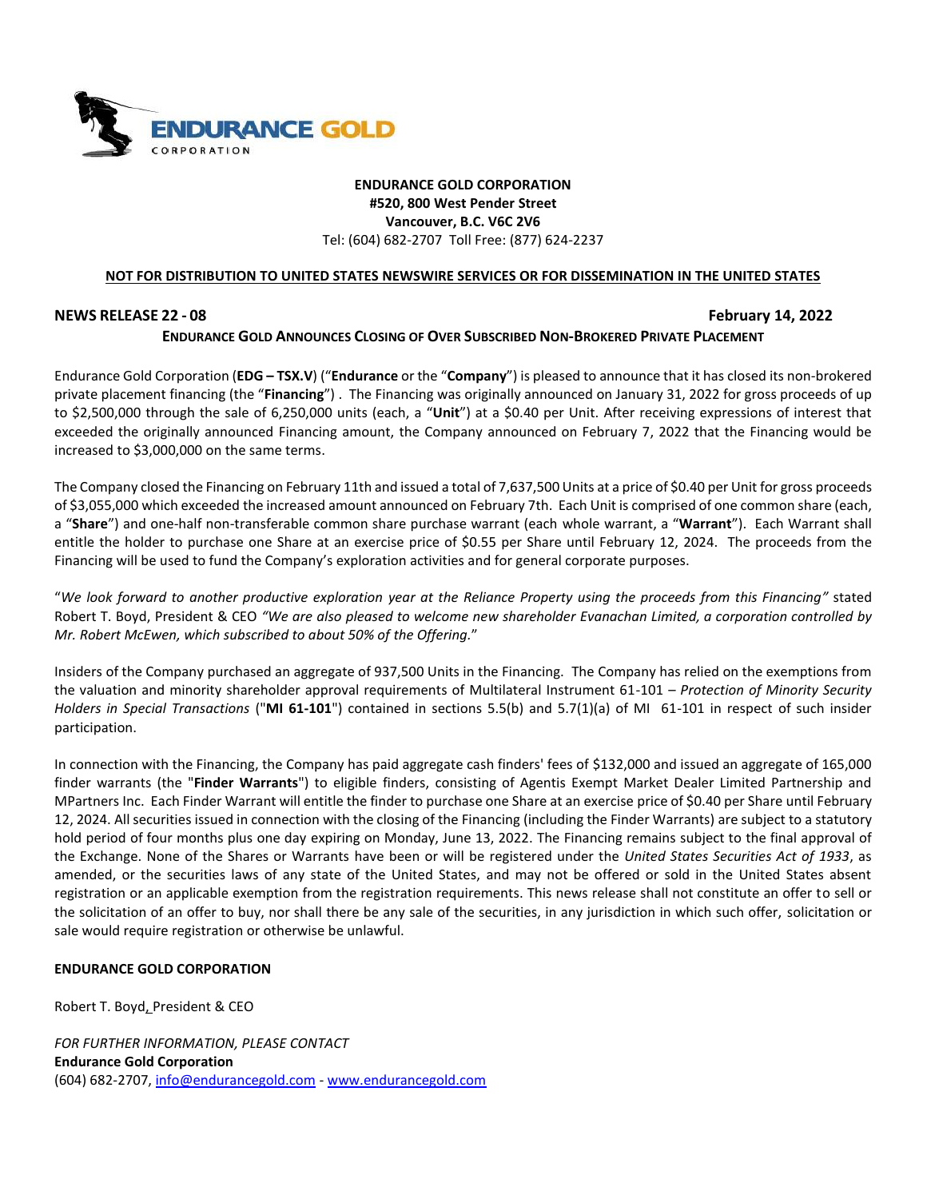**ENDURANCE GOLD CORPORATION**
**#520, 800 West Pender Street**
**Vancouver, B.C. V6C 2V6**
Tel: (604) 682-2707 Toll Free: (877) 624-2237

**NOT FOR DISTRIBUTION TO UNITED STATES NEWSWIRE SERVICES OR FOR DISSEMINATION IN THE UNITED STATES**

**NEWS RELEASE 22 - 08** **February 14, 2022**

## ENDURANCE GOLD ANNOUNCES CLOSING OF OVER SUBSCRIBED NON-BROKERED PRIVATE PLACEMENT

Endurance Gold Corporation (**EDG – TSX.V**) ("**Endurance** or the "**Company**") is pleased to announce that it has closed its non-brokered private placement financing (the "**Financing**") . The Financing was originally announced on January 31, 2022 for gross proceeds of up to $2,500,000 through the sale of 6,250,000 units (each, a "**Unit**") at a $0.40 per Unit. After receiving expressions of interest that exceeded the originally announced Financing amount, the Company announced on February 7, 2022 that the Financing would be increased to $3,000,000 on the same terms.

The Company closed the Financing on February 11th and issued a total of 7,637,500 Units at a price of $0.40 per Unit for gross proceeds of $3,055,000 which exceeded the increased amount announced on February 7th. Each Unit is comprised of one common share (each, a "**Share**") and one-half non-transferable common share purchase warrant (each whole warrant, a "**Warrant**"). Each Warrant shall entitle the holder to purchase one Share at an exercise price of $0.55 per Share until February 12, 2024. The proceeds from the Financing will be used to fund the Company's exploration activities and for general corporate purposes.

"*We look forward to another productive exploration year at the Reliance Property using the proceeds from this Financing"* stated Robert T. Boyd, President & CEO *"We are also pleased to welcome new shareholder Evanachan Limited, a corporation controlled by Mr. Robert McEwen, which subscribed to about 50% of the Offering.*"

Insiders of the Company purchased an aggregate of 937,500 Units in the Financing. The Company has relied on the exemptions from the valuation and minority shareholder approval requirements of Multilateral Instrument 61-101 – *Protection of Minority Security Holders in Special Transactions* ("**MI 61-101**") contained in sections 5.5(b) and 5.7(1)(a) of MI 61-101 in respect of such insider participation.

In connection with the Financing, the Company has paid aggregate cash finders' fees of $132,000 and issued an aggregate of 165,000 finder warrants (the "**Finder Warrants**") to eligible finders, consisting of Agentis Exempt Market Dealer Limited Partnership and MPartners Inc. Each Finder Warrant will entitle the finder to purchase one Share at an exercise price of $0.40 per Share until February 12, 2024. All securities issued in connection with the closing of the Financing (including the Finder Warrants) are subject to a statutory hold period of four months plus one day expiring on Monday, June 13, 2022. The Financing remains subject to the final approval of the Exchange. None of the Shares or Warrants have been or will be registered under the *United States Securities Act of 1933*, as amended, or the securities laws of any state of the United States, and may not be offered or sold in the United States absent registration or an applicable exemption from the registration requirements. This news release shall not constitute an offer to sell or the solicitation of an offer to buy, nor shall there be any sale of the securities, in any jurisdiction in which such offer, solicitation or sale would require registration or otherwise be unlawful.

**ENDURANCE GOLD CORPORATION**

Robert T. Boyd, President & CEO

*FOR FURTHER INFORMATION, PLEASE CONTACT*
**Endurance Gold Corporation**
(604) 682-2707, info@endurancegold.com - www.endurancegold.com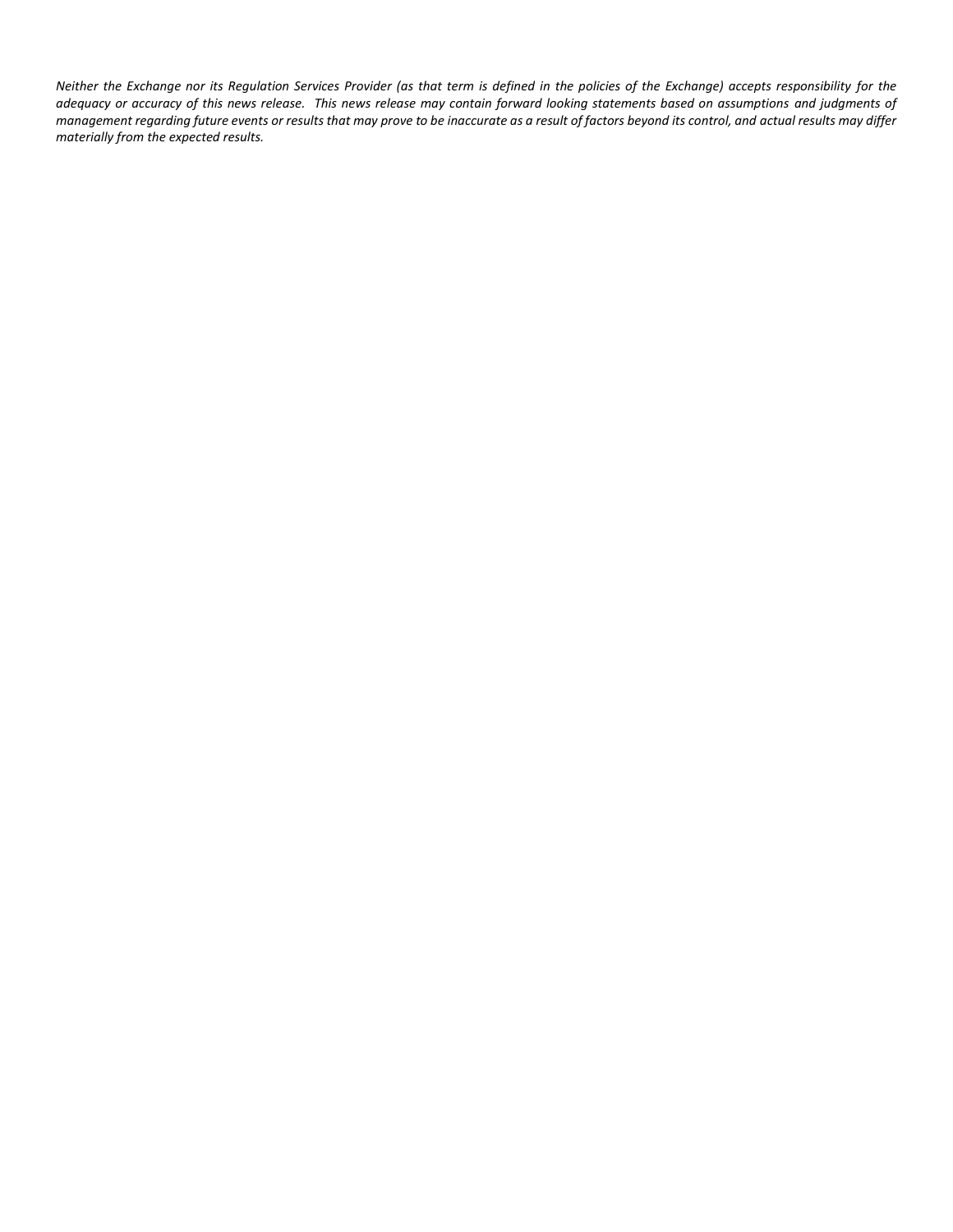*Neither the Exchange nor its Regulation Services Provider (as that term is defined in the policies of the Exchange) accepts responsibility for the adequacy or accuracy of this news release. This news release may contain forward looking statements based on assumptions and judgments of management regarding future events or results that may prove to be inaccurate as a result of factors beyond its control, and actual results may differ materially from the expected results.*